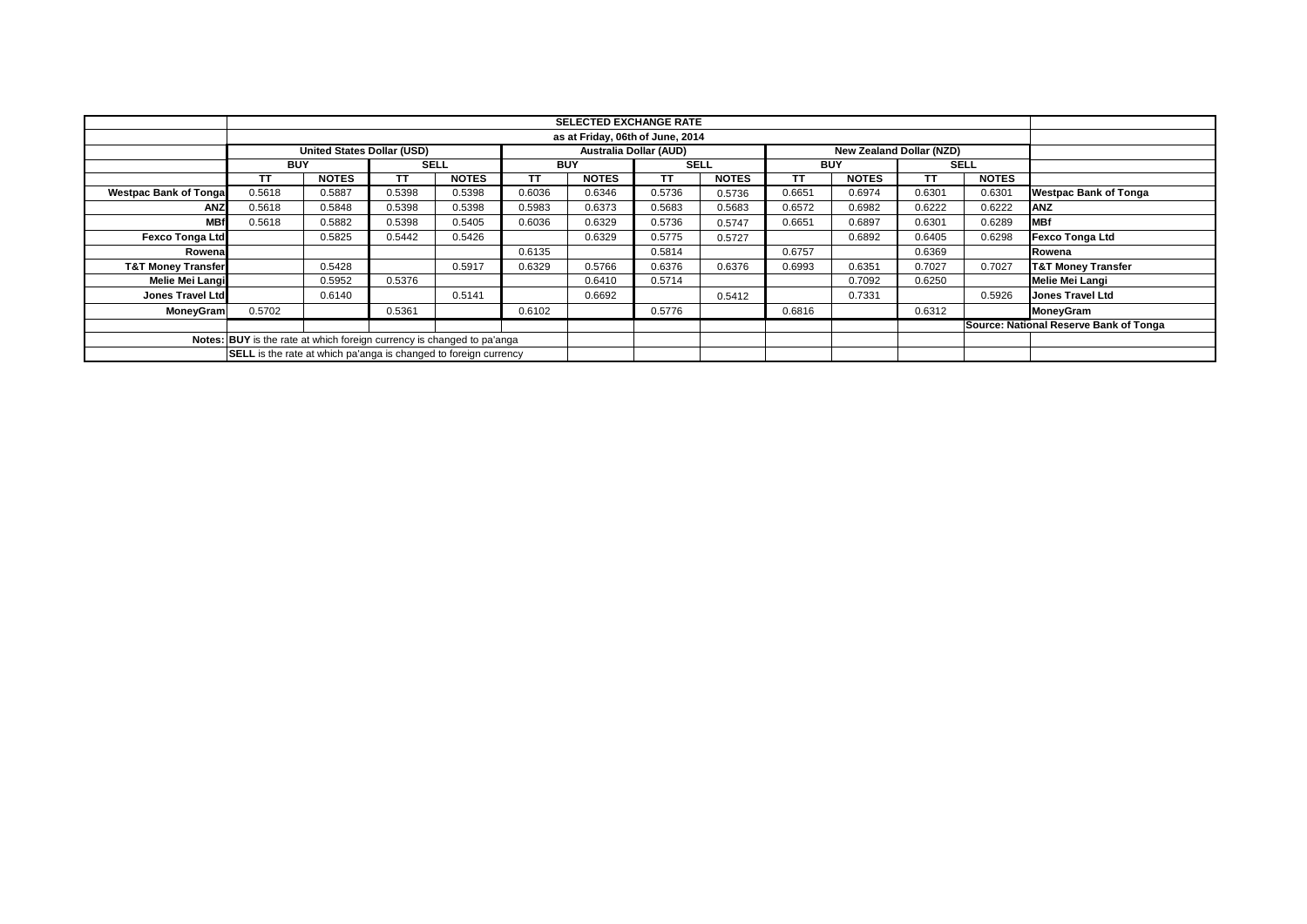| | SELECTED EXCHANGE RATE | | | | | | | | | | | | |
|---|---|---|---|---|---|---|---|---|---|---|---|---|---|
| | as at Friday, 06th of June, 2014 | | | | | | | | | | | | |
| | United States Dollar (USD) | | | | Australia Dollar (AUD) | | | | New Zealand Dollar (NZD) | | | | |
| | BUY | | SELL | | BUY | | SELL | | BUY | | SELL | | |
| | TT | NOTES | TT | NOTES | TT | NOTES | TT | NOTES | TT | NOTES | TT | NOTES | |
| **Westpac Bank of Tonga** | 0.5618 | 0.5887 | 0.5398 | 0.5398 | 0.6036 | 0.6346 | 0.5736 | 0.5736 | 0.6651 | 0.6974 | 0.6301 | 0.6301 | **Westpac Bank of Tonga** |
| **ANZ** | 0.5618 | 0.5848 | 0.5398 | 0.5398 | 0.5983 | 0.6373 | 0.5683 | 0.5683 | 0.6572 | 0.6982 | 0.6222 | 0.6222 | **ANZ** |
| **MBf** | 0.5618 | 0.5882 | 0.5398 | 0.5405 | 0.6036 | 0.6329 | 0.5736 | 0.5747 | 0.6651 | 0.6897 | 0.6301 | 0.6289 | **MBf** |
| **Fexco Tonga Ltd** | | 0.5825 | 0.5442 | 0.5426 | | 0.6329 | 0.5775 | 0.5727 | | 0.6892 | 0.6405 | 0.6298 | **Fexco Tonga Ltd** |
| **Rowena** | | | | | 0.6135 | | 0.5814 | | 0.6757 | | 0.6369 | | **Rowena** |
| **T&T Money Transfer** | | 0.5428 | | 0.5917 | 0.6329 | 0.5766 | 0.6376 | 0.6376 | 0.6993 | 0.6351 | 0.7027 | 0.7027 | **T&T Money Transfer** |
| **Melie Mei Langi** | | 0.5952 | 0.5376 | | | 0.6410 | 0.5714 | | | 0.7092 | 0.6250 | | **Melie Mei Langi** |
| **Jones Travel Ltd** | | 0.6140 | | 0.5141 | | 0.6692 | | 0.5412 | | 0.7331 | | 0.5926 | **Jones Travel Ltd** |
| **MoneyGram** | 0.5702 | | 0.5361 | | 0.6102 | | 0.5776 | | 0.6816 | | 0.6312 | | **MoneyGram** |
| | | | | | | | | | | | | | **Source: National Reserve Bank of Tonga** |
| **Notes:** | **BUY** is the rate at which foreign currency is changed to pa'anga | | | | | | | | | | | | |
| | **SELL** is the rate at which pa'anga is changed to foreign currency | | | | | | | | | | | | |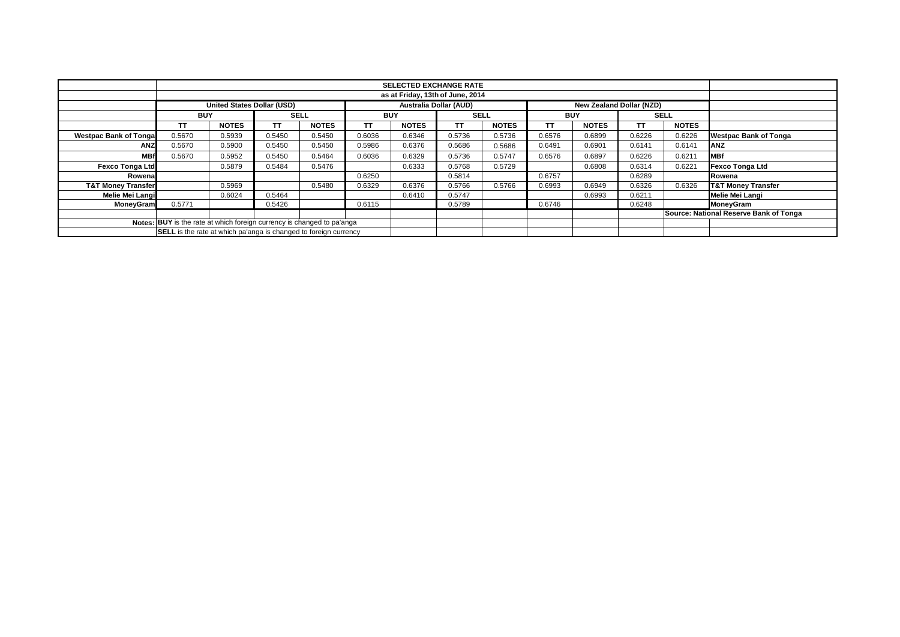| | SELECTED EXCHANGE RATE | | | | | | | | | | | | |
|---|---|---|---|---|---|---|---|---|---|---|---|---|---|
| | as at Friday, 13th of June, 2014 | | | | | | | | | | | | |
| | United States Dollar (USD) | | | | Australia Dollar (AUD) | | | | New Zealand Dollar (NZD) | | | | |
| | BUY | | SELL | | BUY | | SELL | | BUY | | SELL | | |
| | TT | NOTES | TT | NOTES | TT | NOTES | TT | NOTES | TT | NOTES | TT | NOTES | |
| **Westpac Bank of Tonga** | 0.5670 | 0.5939 | 0.5450 | 0.5450 | 0.6036 | 0.6346 | 0.5736 | 0.5736 | 0.6576 | 0.6899 | 0.6226 | 0.6226 | **Westpac Bank of Tonga** |
| **ANZ** | 0.5670 | 0.5900 | 0.5450 | 0.5450 | 0.5986 | 0.6376 | 0.5686 | 0.5686 | 0.6491 | 0.6901 | 0.6141 | 0.6141 | **ANZ** |
| **MBf** | 0.5670 | 0.5952 | 0.5450 | 0.5464 | 0.6036 | 0.6329 | 0.5736 | 0.5747 | 0.6576 | 0.6897 | 0.6226 | 0.6211 | **MBf** |
| **Fexco Tonga Ltd** | | 0.5879 | 0.5484 | 0.5476 | | 0.6333 | 0.5768 | 0.5729 | | 0.6808 | 0.6314 | 0.6221 | **Fexco Tonga Ltd** |
| **Rowena** | | | | | 0.6250 | | 0.5814 | | 0.6757 | | 0.6289 | | **Rowena** |
| **T&T Money Transfer** | | 0.5969 | | 0.5480 | 0.6329 | 0.6376 | 0.5766 | 0.5766 | 0.6993 | 0.6949 | 0.6326 | 0.6326 | **T&T Money Transfer** |
| **Melie Mei Langi** | | 0.6024 | 0.5464 | | | 0.6410 | 0.5747 | | | 0.6993 | 0.6211 | | **Melie Mei Langi** |
| **MoneyGram** | 0.5771 | | 0.5426 | | 0.6115 | | 0.5789 | | 0.6746 | | 0.6248 | | **MoneyGram** |
| | | | | | | | | | | | | | **Source: National Reserve Bank of Tonga** |
| **Notes:** | **BUY** is the rate at which foreign currency is changed to pa'anga | | | | | | | | | | | | |
| | **SELL** is the rate at which pa'anga is changed to foreign currency | | | | | | | | | | | | |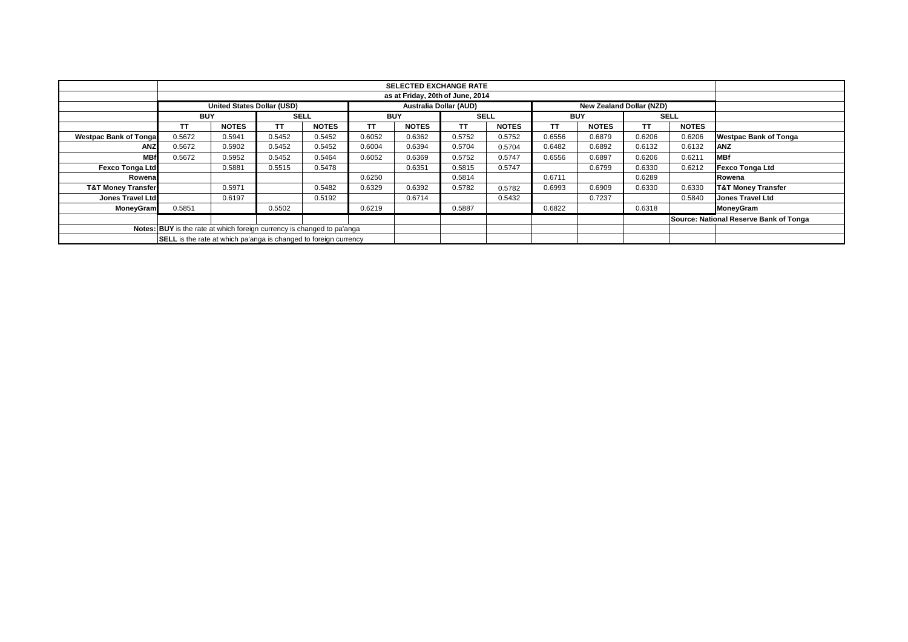| | SELECTED EXCHANGE RATE | | | | | | | | | | | | |
|---|---|---|---|---|---|---|---|---|---|---|---|---|---|
| | as at Friday, 20th of June, 2014 | | | | | | | | | | | | |
| | United States Dollar (USD) | | | | Australia Dollar (AUD) | | | | New Zealand Dollar (NZD) | | | | |
| | BUY | | SELL | | BUY | | SELL | | BUY | | SELL | | |
| | TT | NOTES | TT | NOTES | TT | NOTES | TT | NOTES | TT | NOTES | TT | NOTES | |
| **Westpac Bank of Tonga** | 0.5672 | 0.5941 | 0.5452 | 0.5452 | 0.6052 | 0.6362 | 0.5752 | 0.5752 | 0.6556 | 0.6879 | 0.6206 | 0.6206 | **Westpac Bank of Tonga** |
| **ANZ** | 0.5672 | 0.5902 | 0.5452 | 0.5452 | 0.6004 | 0.6394 | 0.5704 | 0.5704 | 0.6482 | 0.6892 | 0.6132 | 0.6132 | **ANZ** |
| **MBf** | 0.5672 | 0.5952 | 0.5452 | 0.5464 | 0.6052 | 0.6369 | 0.5752 | 0.5747 | 0.6556 | 0.6897 | 0.6206 | 0.6211 | **MBf** |
| **Fexco Tonga Ltd** | | 0.5881 | 0.5515 | 0.5478 | | 0.6351 | 0.5815 | 0.5747 | | 0.6799 | 0.6330 | 0.6212 | **Fexco Tonga Ltd** |
| **Rowena** | | | | | 0.6250 | | 0.5814 | | 0.6711 | | 0.6289 | | **Rowena** |
| **T&T Money Transfer** | | 0.5971 | | 0.5482 | 0.6329 | 0.6392 | 0.5782 | 0.5782 | 0.6993 | 0.6909 | 0.6330 | 0.6330 | **T&T Money Transfer** |
| **Jones Travel Ltd** | | 0.6197 | | 0.5192 | | 0.6714 | | 0.5432 | | 0.7237 | | 0.5840 | **Jones Travel Ltd** |
| **MoneyGram** | 0.5851 | | 0.5502 | | 0.6219 | | 0.5887 | | 0.6822 | | 0.6318 | | **MoneyGram** |
| | | | | | | | | | | | | | **Source: National Reserve Bank of Tonga** |
| **Notes:** | **BUY** is the rate at which foreign currency is changed to pa'anga | | | | | | | | | | | | |
| | **SELL** is the rate at which pa'anga is changed to foreign currency | | | | | | | | | | | | |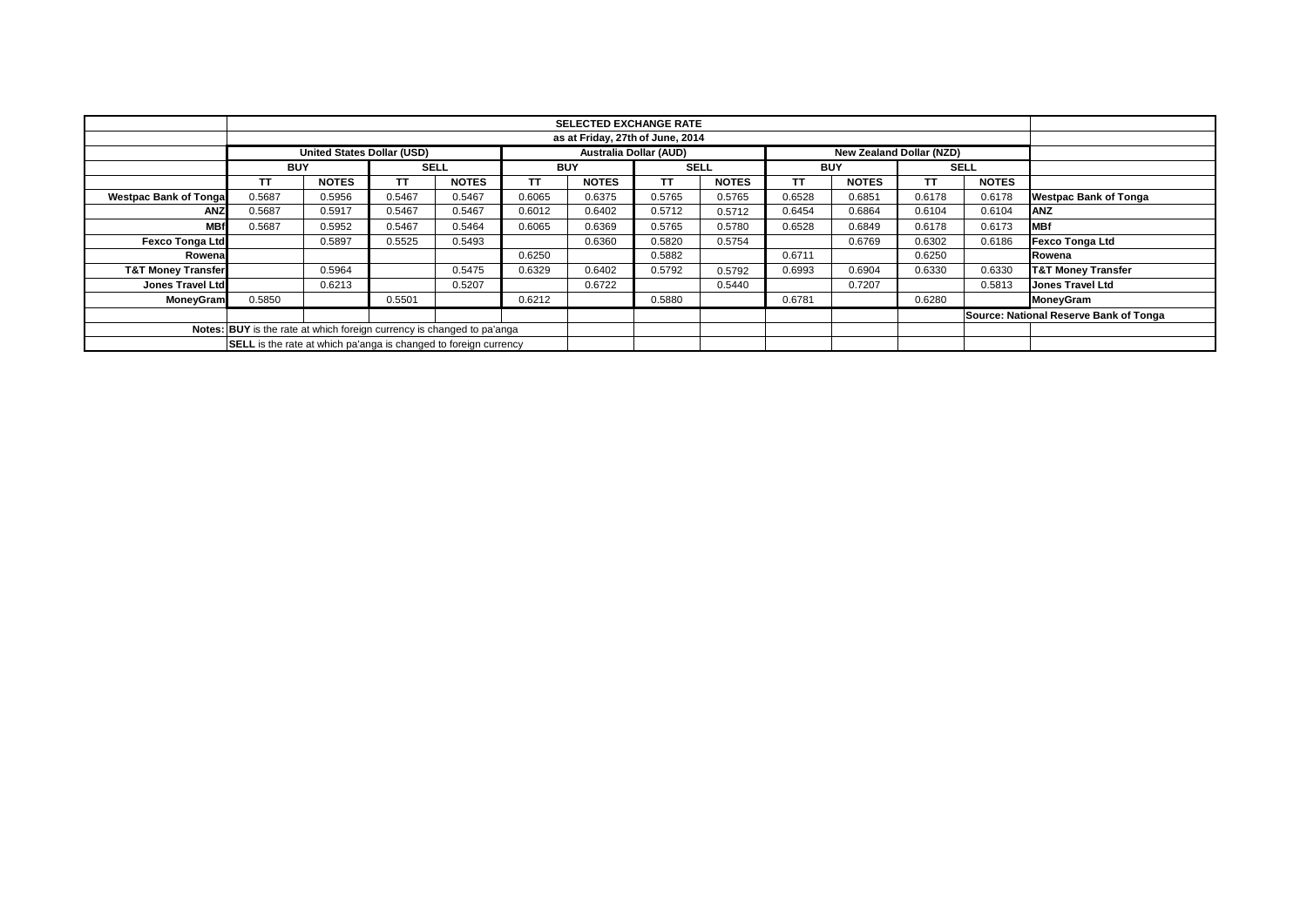| | SELECTED EXCHANGE RATE | | | | | | | | | | | | |
|---|---|---|---|---|---|---|---|---|---|---|---|---|---|
| | as at Friday, 27th of June, 2014 | | | | | | | | | | | | |
| | United States Dollar (USD) | | | | Australia Dollar (AUD) | | | | New Zealand Dollar (NZD) | | | | |
| | BUY | | SELL | | BUY | | SELL | | BUY | | SELL | | |
| | TT | NOTES | TT | NOTES | TT | NOTES | TT | NOTES | TT | NOTES | TT | NOTES | |
| **Westpac Bank of Tonga** | 0.5687 | 0.5956 | 0.5467 | 0.5467 | 0.6065 | 0.6375 | 0.5765 | 0.5765 | 0.6528 | 0.6851 | 0.6178 | 0.6178 | **Westpac Bank of Tonga** |
| **ANZ** | 0.5687 | 0.5917 | 0.5467 | 0.5467 | 0.6012 | 0.6402 | 0.5712 | 0.5712 | 0.6454 | 0.6864 | 0.6104 | 0.6104 | **ANZ** |
| **MBf** | 0.5687 | 0.5952 | 0.5467 | 0.5464 | 0.6065 | 0.6369 | 0.5765 | 0.5780 | 0.6528 | 0.6849 | 0.6178 | 0.6173 | **MBf** |
| **Fexco Tonga Ltd** | | 0.5897 | 0.5525 | 0.5493 | | 0.6360 | 0.5820 | 0.5754 | | 0.6769 | 0.6302 | 0.6186 | **Fexco Tonga Ltd** |
| **Rowena** | | | | | 0.6250 | | 0.5882 | | 0.6711 | | 0.6250 | | **Rowena** |
| **T&T Money Transfer** | | 0.5964 | | 0.5475 | 0.6329 | 0.6402 | 0.5792 | 0.5792 | 0.6993 | 0.6904 | 0.6330 | 0.6330 | **T&T Money Transfer** |
| **Jones Travel Ltd** | | 0.6213 | | 0.5207 | | 0.6722 | | 0.5440 | | 0.7207 | | 0.5813 | **Jones Travel Ltd** |
| **MoneyGram** | 0.5850 | | 0.5501 | | 0.6212 | | 0.5880 | | 0.6781 | | 0.6280 | | **MoneyGram** |
| | | | | | | | | | | | | | **Source: National Reserve Bank of Tonga** |
| **Notes:** | **BUY** is the rate at which foreign currency is changed to pa'anga | | | | | | | | | | | | |
| | **SELL** is the rate at which pa'anga is changed to foreign currency | | | | | | | | | | | | |